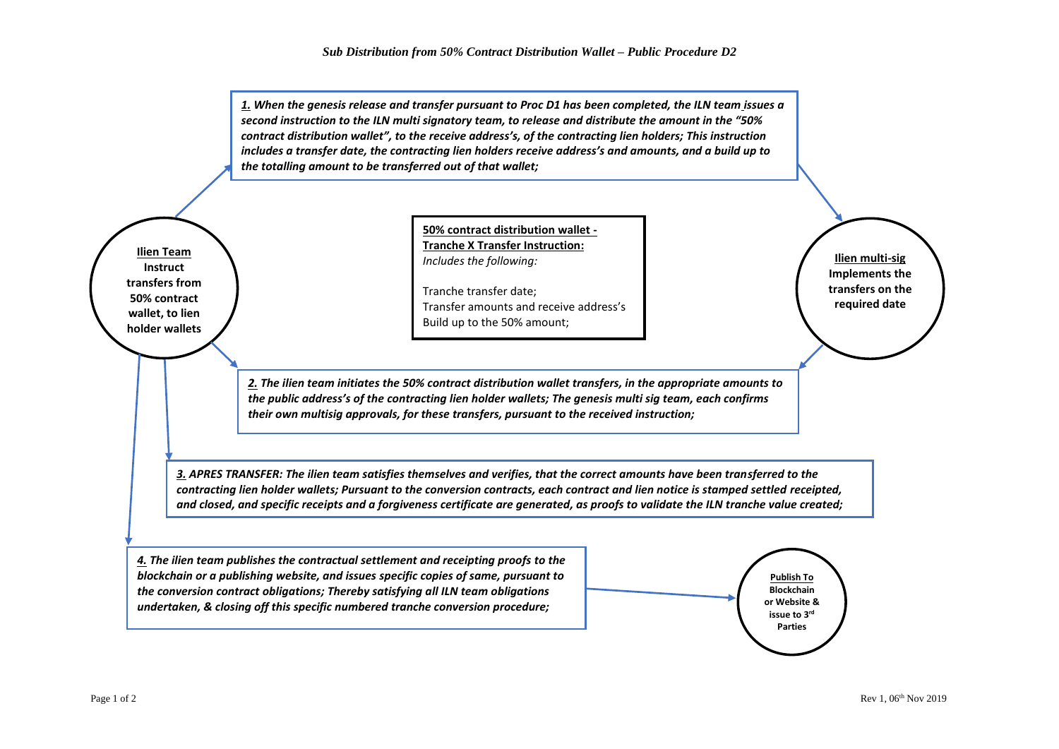### *Sub Distribution from 50% Contract Distribution Wallet – Public Procedure D2*

**Ilien Team**
**Instruct transfers from 50% contract wallet, to lien holder wallets**

***1.** When the genesis release and transfer pursuant to Proc D1 has been completed, the ILN team issues a second instruction to the ILN multi signatory team, to release and distribute the amount in the "50% contract distribution wallet", to the receive address's, of the contracting lien holders; This instruction includes a transfer date, the contracting lien holders receive address's and amounts, and a build up to the totalling amount to be transferred out of that wallet;*

**Ilien multi-sig**
**Implements the transfers on the required date**

**50% contract distribution wallet - Tranche X Transfer Instruction:**
*Includes the following:*

Tranche transfer date;
Transfer amounts and receive address's
Build up to the 50% amount;

***2.** The ilien team initiates the 50% contract distribution wallet transfers, in the appropriate amounts to the public address's of the contracting lien holder wallets; The genesis multi sig team, each confirms their own multisig approvals, for these transfers, pursuant to the received instruction;*

***3.** APRES TRANSFER: The ilien team satisfies themselves and verifies, that the correct amounts have been transferred to the contracting lien holder wallets; Pursuant to the conversion contracts, each contract and lien notice is stamped settled receipted, and closed, and specific receipts and a forgiveness certificate are generated, as proofs to validate the ILN tranche value created;*

***4.** The ilien team publishes the contractual settlement and receipting proofs to the blockchain or a publishing website, and issues specific copies of same, pursuant to the conversion contract obligations; Thereby satisfying all ILN team obligations undertaken, & closing off this specific numbered tranche conversion procedure;*

**Publish To Blockchain or Website & issue to 3rd Parties**

Rev 1, 06th Nov 2019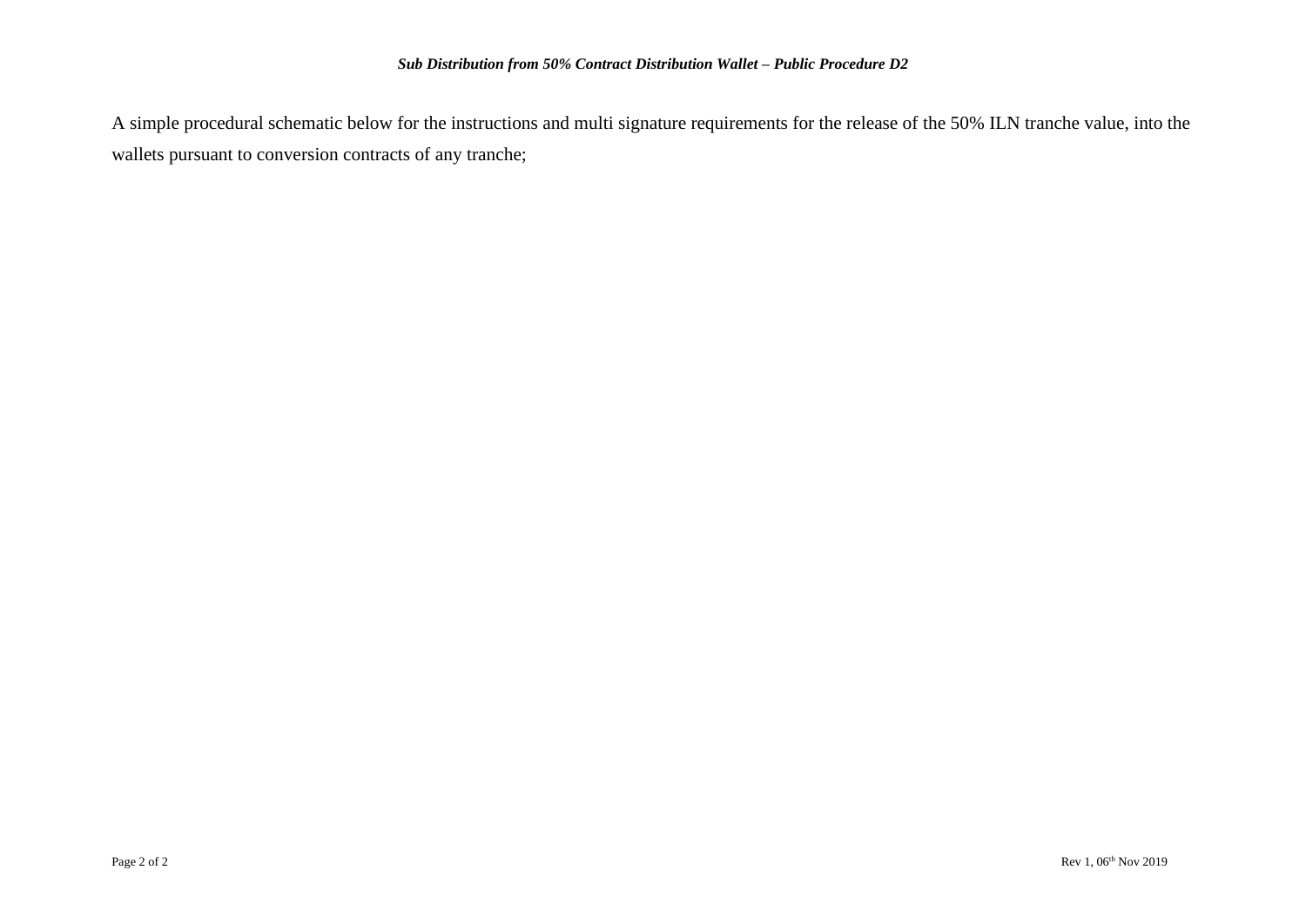A simple procedural schematic below for the instructions and multi signature requirements for the release of the 50% ILN tranche value, into the wallets pursuant to conversion contracts of any tranche;